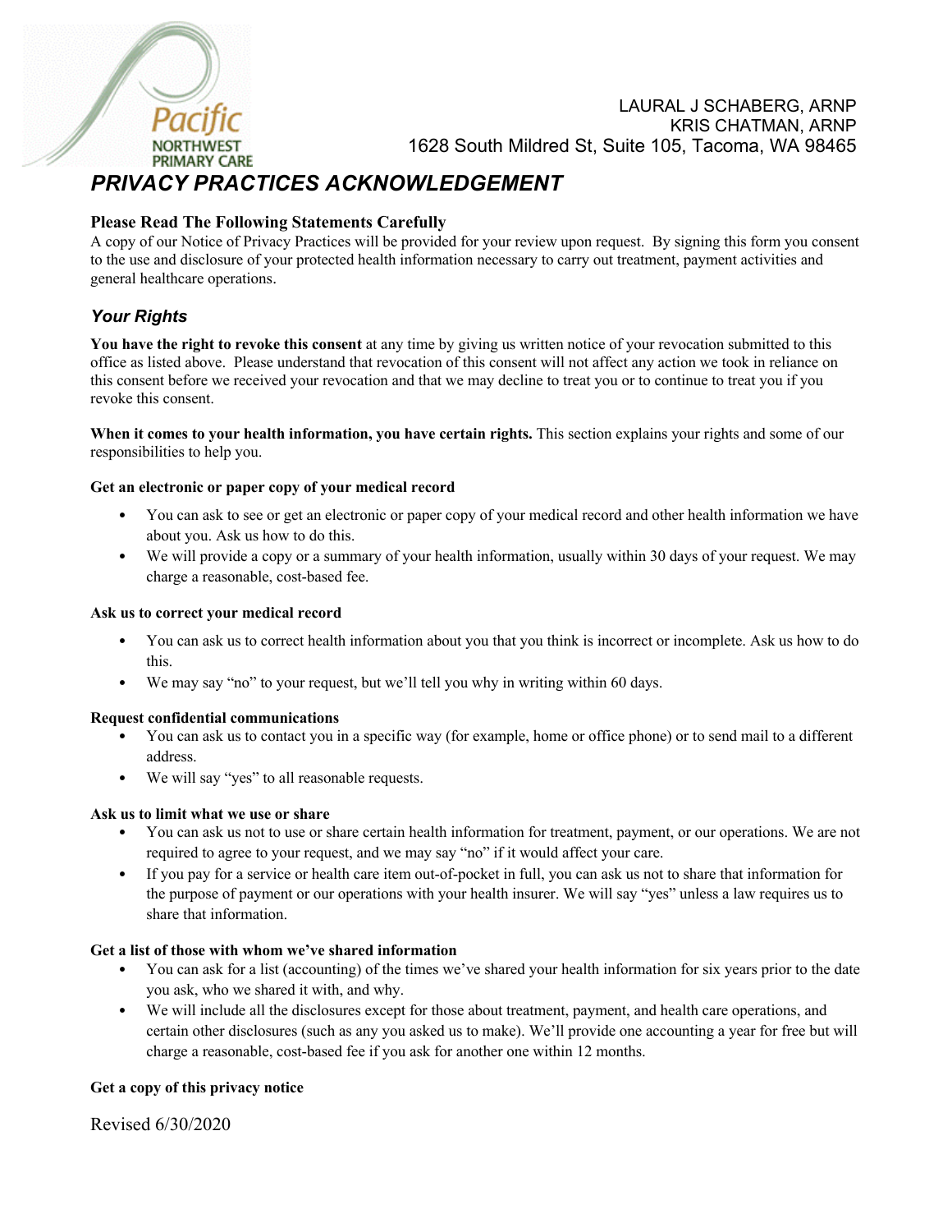Pacific NORTHWEST PRIMARY CARE

LAURAL J SCHABERG, ARNP
KRIS CHATMAN, ARNP
1628 South Mildred St, Suite 105, Tacoma, WA 98465

# *PRIVACY PRACTICES ACKNOWLEDGEMENT*

**Please Read The Following Statements Carefully**

A copy of our Notice of Privacy Practices will be provided for your review upon request. By signing this form you consent to the use and disclosure of your protected health information necessary to carry out treatment, payment activities and general healthcare operations.

## *Your Rights*

**You have the right to revoke this consent** at any time by giving us written notice of your revocation submitted to this office as listed above. Please understand that revocation of this consent will not affect any action we took in reliance on this consent before we received your revocation and that we may decline to treat you or to continue to treat you if you revoke this consent.

**When it comes to your health information, you have certain rights.** This section explains your rights and some of our responsibilities to help you.

**Get an electronic or paper copy of your medical record**

- You can ask to see or get an electronic or paper copy of your medical record and other health information we have about you. Ask us how to do this.
- We will provide a copy or a summary of your health information, usually within 30 days of your request. We may charge a reasonable, cost-based fee.

**Ask us to correct your medical record**

- You can ask us to correct health information about you that you think is incorrect or incomplete. Ask us how to do this.
- We may say "no" to your request, but we'll tell you why in writing within 60 days.

**Request confidential communications**

- You can ask us to contact you in a specific way (for example, home or office phone) or to send mail to a different address.
- We will say "yes" to all reasonable requests.

**Ask us to limit what we use or share**

- You can ask us not to use or share certain health information for treatment, payment, or our operations. We are not required to agree to your request, and we may say "no" if it would affect your care.
- If you pay for a service or health care item out-of-pocket in full, you can ask us not to share that information for the purpose of payment or our operations with your health insurer. We will say "yes" unless a law requires us to share that information.

**Get a list of those with whom we've shared information**

- You can ask for a list (accounting) of the times we've shared your health information for six years prior to the date you ask, who we shared it with, and why.
- We will include all the disclosures except for those about treatment, payment, and health care operations, and certain other disclosures (such as any you asked us to make). We'll provide one accounting a year for free but will charge a reasonable, cost-based fee if you ask for another one within 12 months.

**Get a copy of this privacy notice**

Revised 6/30/2020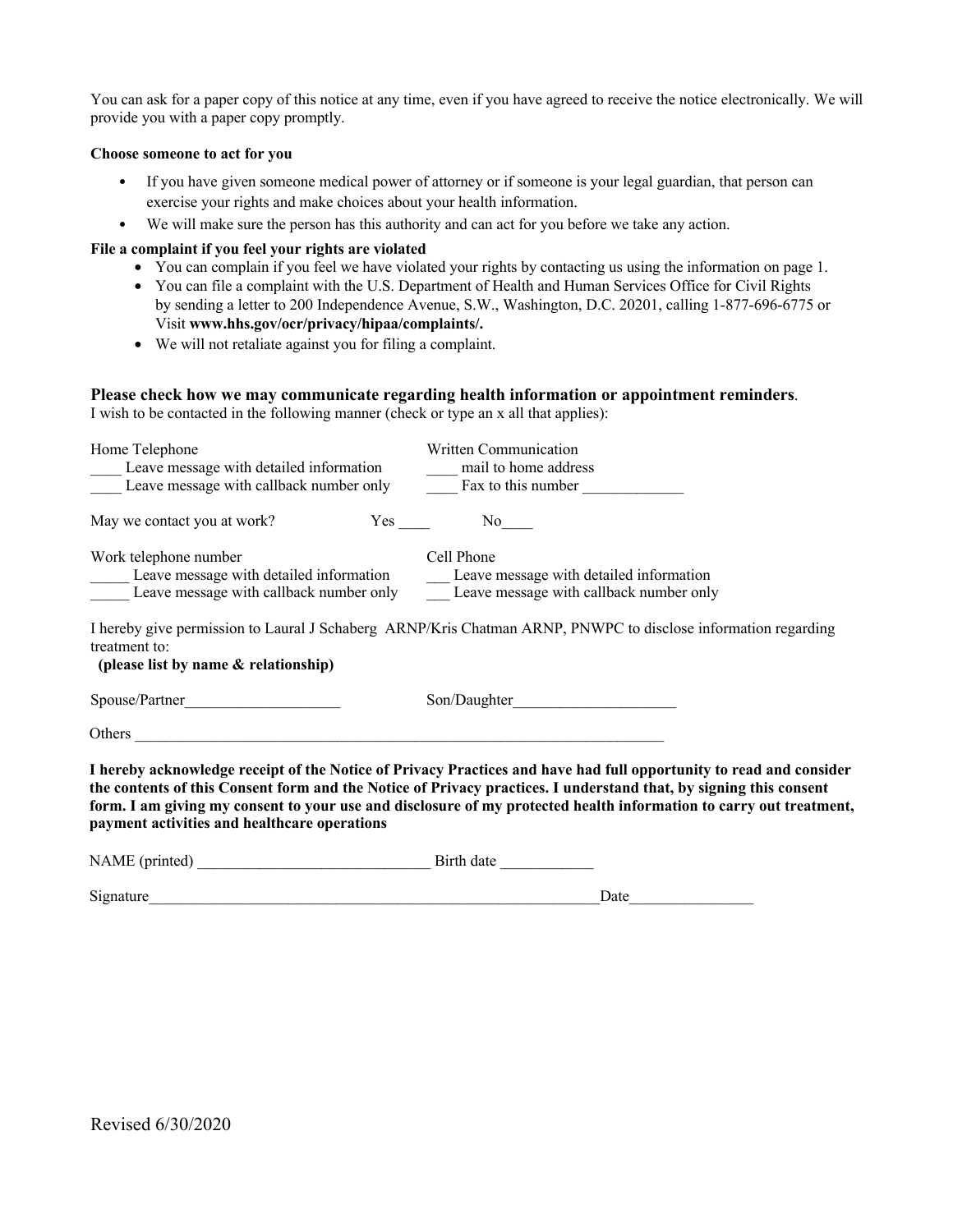You can ask for a paper copy of this notice at any time, even if you have agreed to receive the notice electronically. We will provide you with a paper copy promptly.

**Choose someone to act for you**

- If you have given someone medical power of attorney or if someone is your legal guardian, that person can exercise your rights and make choices about your health information.
- We will make sure the person has this authority and can act for you before we take any action.

**File a complaint if you feel your rights are violated**

- You can complain if you feel we have violated your rights by contacting us using the information on page 1.
- You can file a complaint with the U.S. Department of Health and Human Services Office for Civil Rights by sending a letter to 200 Independence Avenue, S.W., Washington, D.C. 20201, calling 1-877-696-6775 or Visit **www.hhs.gov/ocr/privacy/hipaa/complaints/.**
- We will not retaliate against you for filing a complaint.

**Please check how we may communicate regarding health information or appointment reminders**.
I wish to be contacted in the following manner (check or type an x all that applies):

Home Telephone
____ Leave message with detailed information
____ Leave message with callback number only

Written Communication
____ mail to home address
____ Fax to this number _____________

May we contact you at work? Yes ____ No____

Work telephone number
_____ Leave message with detailed information
_____ Leave message with callback number only

Cell Phone
___ Leave message with detailed information
___ Leave message with callback number only

I hereby give permission to Laural J Schaberg ARNP/Kris Chatman ARNP, PNWPC to disclose information regarding treatment to:
**(please list by name & relationship)**

Spouse/Partner____________________ Son/Daughter_____________________

Others ________________________________________________________________________

**I hereby acknowledge receipt of the Notice of Privacy Practices and have had full opportunity to read and consider the contents of this Consent form and the Notice of Privacy practices. I understand that, by signing this consent form. I am giving my consent to your use and disclosure of my protected health information to carry out treatment, payment activities and healthcare operations**

NAME (printed) ______________________________ Birth date ____________

Signature____________________________________________________________Date________________

Revised 6/30/2020